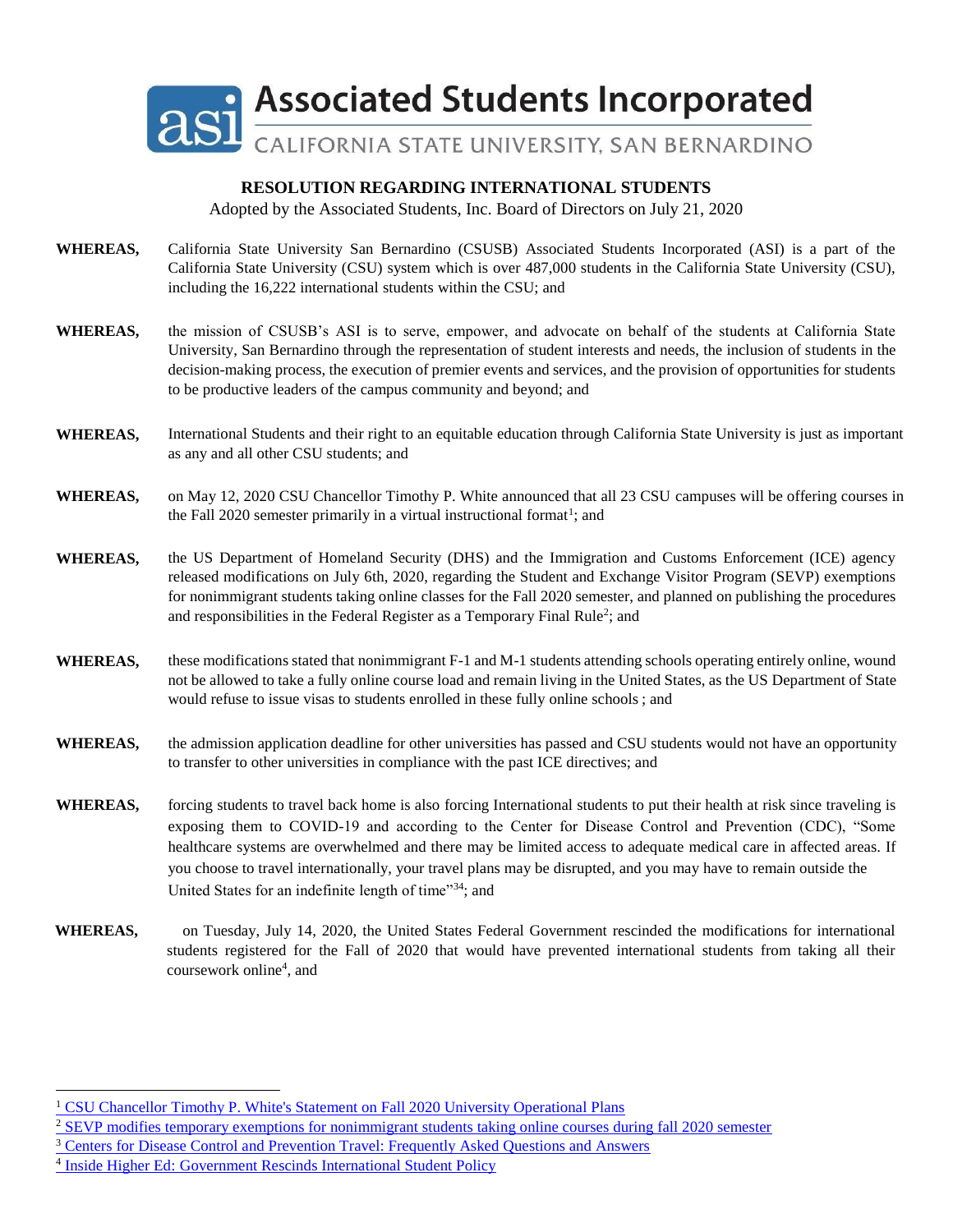# Associated Students Incorporated

CALIFORNIA STATE UNIVERSITY, SAN BERNARDINO

## RESOLUTION REGARDING INTERNATIONAL STUDENTS

Adopted by the Associated Students, Inc. Board of Directors on July 21, 2020

**WHEREAS,** California State University San Bernardino (CSUSB) Associated Students Incorporated (ASI) is a part of the California State University (CSU) system which is over 487,000 students in the California State University (CSU), including the 16,222 international students within the CSU; and

**WHEREAS,** the mission of CSUSB's ASI is to serve, empower, and advocate on behalf of the students at California State University, San Bernardino through the representation of student interests and needs, the inclusion of students in the decision-making process, the execution of premier events and services, and the provision of opportunities for students to be productive leaders of the campus community and beyond; and

**WHEREAS,** International Students and their right to an equitable education through California State University is just as important as any and all other CSU students; and

**WHEREAS,** on May 12, 2020 CSU Chancellor Timothy P. White announced that all 23 CSU campuses will be offering courses in the Fall 2020 semester primarily in a virtual instructional format[1]; and

**WHEREAS,** the US Department of Homeland Security (DHS) and the Immigration and Customs Enforcement (ICE) agency released modifications on July 6th, 2020, regarding the Student and Exchange Visitor Program (SEVP) exemptions for nonimmigrant students taking online classes for the Fall 2020 semester, and planned on publishing the procedures and responsibilities in the Federal Register as a Temporary Final Rule[2]; and

**WHEREAS,** these modifications stated that nonimmigrant F-1 and M-1 students attending schools operating entirely online, wound not be allowed to take a fully online course load and remain living in the United States, as the US Department of State would refuse to issue visas to students enrolled in these fully online schools ; and

**WHEREAS,** the admission application deadline for other universities has passed and CSU students would not have an opportunity to transfer to other universities in compliance with the past ICE directives; and

**WHEREAS,** forcing students to travel back home is also forcing International students to put their health at risk since traveling is exposing them to COVID-19 and according to the Center for Disease Control and Prevention (CDC), "Some healthcare systems are overwhelmed and there may be limited access to adequate medical care in affected areas. If you choose to travel internationally, your travel plans may be disrupted, and you may have to remain outside the United States for an indefinite length of time"[34]; and

**WHEREAS,** on Tuesday, July 14, 2020, the United States Federal Government rescinded the modifications for international students registered for the Fall of 2020 that would have prevented international students from taking all their coursework online[4], and

---

[1] CSU Chancellor Timothy P. White's Statement on Fall 2020 University Operational Plans

[2] SEVP modifies temporary exemptions for nonimmigrant students taking online courses during fall 2020 semester

[3] Centers for Disease Control and Prevention Travel: Frequently Asked Questions and Answers

[4] Inside Higher Ed: Government Rescinds International Student Policy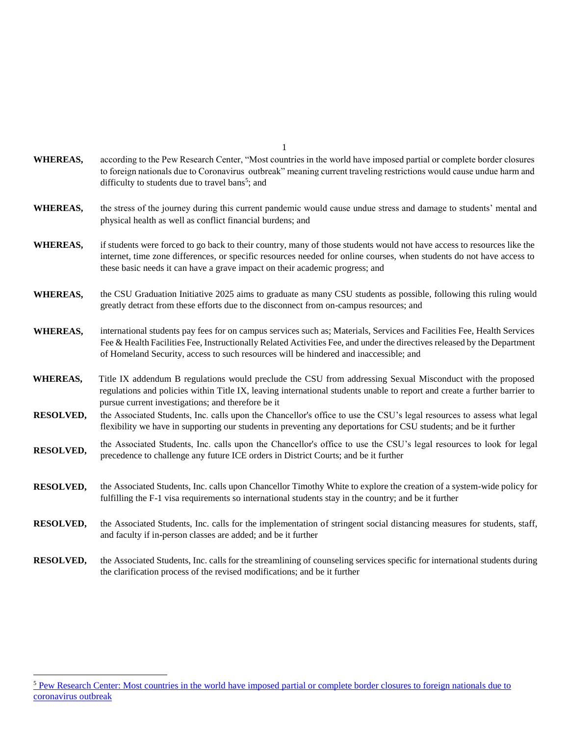**WHEREAS,** according to the Pew Research Center, "Most countries in the world have imposed partial or complete border closures to foreign nationals due to Coronavirus outbreak" meaning current traveling restrictions would cause undue harm and difficulty to students due to travel bans[5]; and

**WHEREAS,** the stress of the journey during this current pandemic would cause undue stress and damage to students' mental and physical health as well as conflict financial burdens; and

**WHEREAS,** if students were forced to go back to their country, many of those students would not have access to resources like the internet, time zone differences, or specific resources needed for online courses, when students do not have access to these basic needs it can have a grave impact on their academic progress; and

**WHEREAS,** the CSU Graduation Initiative 2025 aims to graduate as many CSU students as possible, following this ruling would greatly detract from these efforts due to the disconnect from on-campus resources; and

**WHEREAS,** international students pay fees for on campus services such as; Materials, Services and Facilities Fee, Health Services Fee & Health Facilities Fee, Instructionally Related Activities Fee, and under the directives released by the Department of Homeland Security, access to such resources will be hindered and inaccessible; and

**WHEREAS,** Title IX addendum B regulations would preclude the CSU from addressing Sexual Misconduct with the proposed regulations and policies within Title IX, leaving international students unable to report and create a further barrier to pursue current investigations; and therefore be it

**RESOLVED,** the Associated Students, Inc. calls upon the Chancellor's office to use the CSU's legal resources to assess what legal flexibility we have in supporting our students in preventing any deportations for CSU students; and be it further

**RESOLVED,** the Associated Students, Inc. calls upon the Chancellor's office to use the CSU's legal resources to look for legal precedence to challenge any future ICE orders in District Courts; and be it further

**RESOLVED,** the Associated Students, Inc. calls upon Chancellor Timothy White to explore the creation of a system-wide policy for fulfilling the F-1 visa requirements so international students stay in the country; and be it further

**RESOLVED,** the Associated Students, Inc. calls for the implementation of stringent social distancing measures for students, staff, and faculty if in-person classes are added; and be it further

**RESOLVED,** the Associated Students, Inc. calls for the streamlining of counseling services specific for international students during the clarification process of the revised modifications; and be it further

---

[5] Pew Research Center: Most countries in the world have imposed partial or complete border closures to foreign nationals due to coronavirus outbreak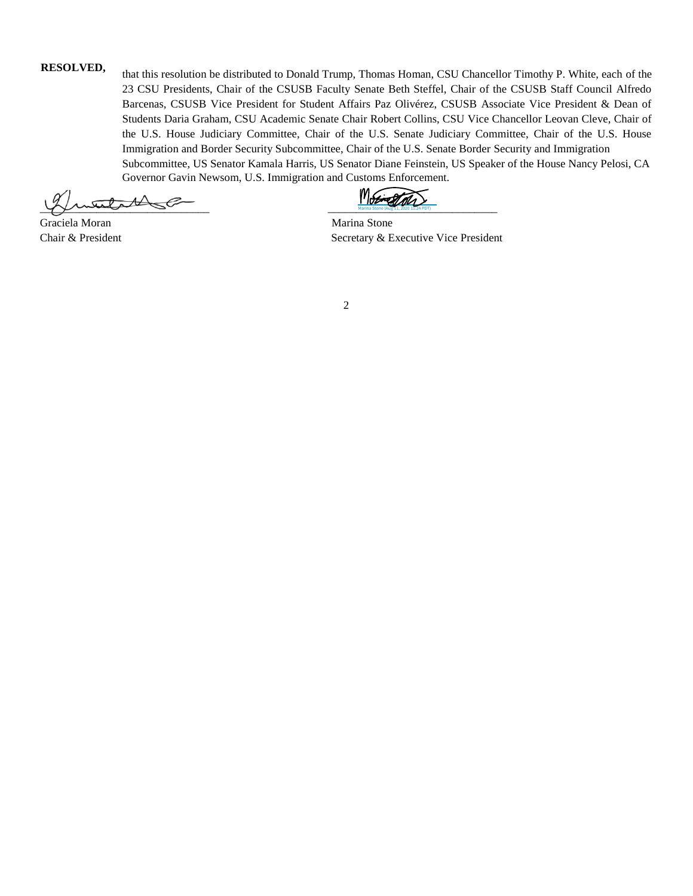**RESOLVED,** that this resolution be distributed to Donald Trump, Thomas Homan, CSU Chancellor Timothy P. White, each of the 23 CSU Presidents, Chair of the CSUSB Faculty Senate Beth Steffel, Chair of the CSUSB Staff Council Alfredo Barcenas, CSUSB Vice President for Student Affairs Paz Olivérez, CSUSB Associate Vice President & Dean of Students Daria Graham, CSU Academic Senate Chair Robert Collins, CSU Vice Chancellor Leovan Cleve, Chair of the U.S. House Judiciary Committee, Chair of the U.S. Senate Judiciary Committee, Chair of the U.S. House Immigration and Border Security Subcommittee, Chair of the U.S. Senate Border Security and Immigration Subcommittee, US Senator Kamala Harris, US Senator Diane Feinstein, US Speaker of the House Nancy Pelosi, CA Governor Gavin Newsom, U.S. Immigration and Customs Enforcement.

Graciela Moran
Chair & President

Marina Stone (Aug 11, 2020 11:24 PDT)

Marina Stone
Secretary & Executive Vice President